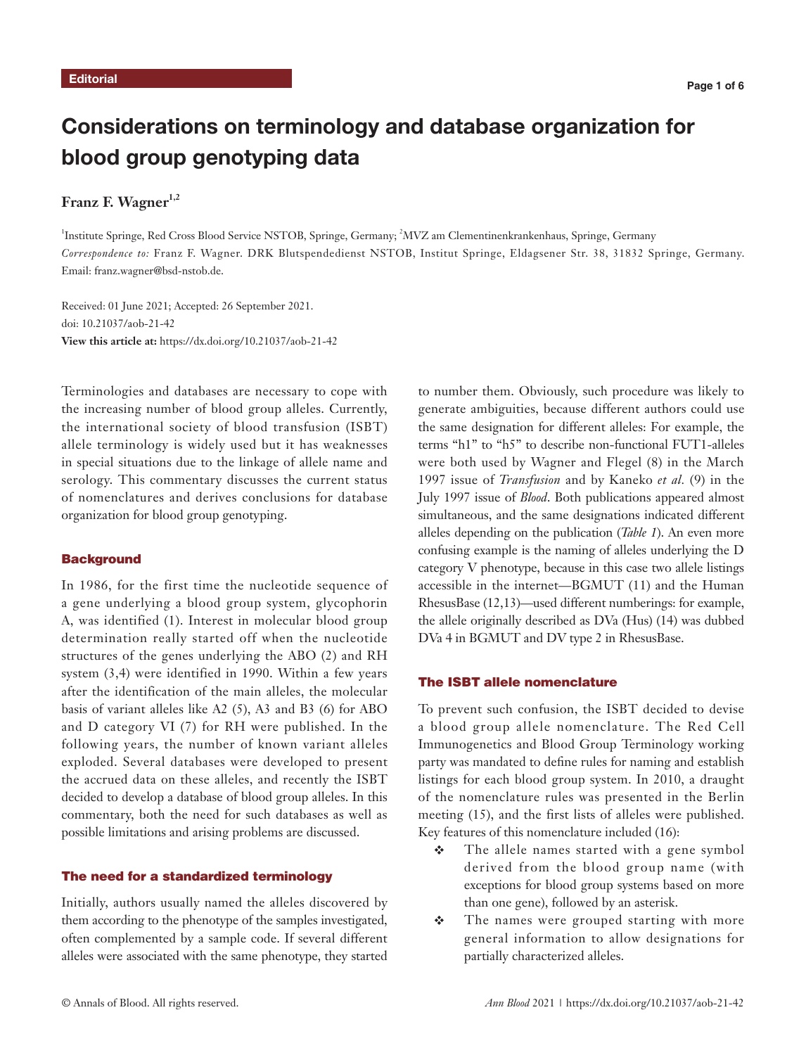Editorial

# Considerations on terminology and database organization for blood group genotyping data

**Franz F. Wagner**[1,2]

[1]Institute Springe, Red Cross Blood Service NSTOB, Springe, Germany; [2]MVZ am Clementinenkrankenhaus, Springe, Germany

*Correspondence to:* Franz F. Wagner. DRK Blutspendedienst NSTOB, Institut Springe, Eldagsener Str. 38, 31832 Springe, Germany. Email: franz.wagner@bsd-nstob.de.

Received: 01 June 2021; Accepted: 26 September 2021.
doi: 10.21037/aob-21-42
**View this article at:** https://dx.doi.org/10.21037/aob-21-42

Terminologies and databases are necessary to cope with the increasing number of blood group alleles. Currently, the international society of blood transfusion (ISBT) allele terminology is widely used but it has weaknesses in special situations due to the linkage of allele name and serology. This commentary discusses the current status of nomenclatures and derives conclusions for database organization for blood group genotyping.

## Background

In 1986, for the first time the nucleotide sequence of a gene underlying a blood group system, glycophorin A, was identified (1). Interest in molecular blood group determination really started off when the nucleotide structures of the genes underlying the ABO (2) and RH system (3,4) were identified in 1990. Within a few years after the identification of the main alleles, the molecular basis of variant alleles like A2 (5), A3 and B3 (6) for ABO and D category VI (7) for RH were published. In the following years, the number of known variant alleles exploded. Several databases were developed to present the accrued data on these alleles, and recently the ISBT decided to develop a database of blood group alleles. In this commentary, both the need for such databases as well as possible limitations and arising problems are discussed.

## The need for a standardized terminology

Initially, authors usually named the alleles discovered by them according to the phenotype of the samples investigated, often complemented by a sample code. If several different alleles were associated with the same phenotype, they started to number them. Obviously, such procedure was likely to generate ambiguities, because different authors could use the same designation for different alleles: For example, the terms "h1" to "h5" to describe non-functional FUT1-alleles were both used by Wagner and Flegel (8) in the March 1997 issue of *Transfusion* and by Kaneko *et al.* (9) in the July 1997 issue of *Blood*. Both publications appeared almost simultaneous, and the same designations indicated different alleles depending on the publication (*Table 1*). An even more confusing example is the naming of alleles underlying the D category V phenotype, because in this case two allele listings accessible in the internet—BGMUT (11) and the Human RhesusBase (12,13)—used different numberings: for example, the allele originally described as DVa (Hus) (14) was dubbed DVa 4 in BGMUT and DV type 2 in RhesusBase.

## The ISBT allele nomenclature

To prevent such confusion, the ISBT decided to devise a blood group allele nomenclature. The Red Cell Immunogenetics and Blood Group Terminology working party was mandated to define rules for naming and establish listings for each blood group system. In 2010, a draught of the nomenclature rules was presented in the Berlin meeting (15), and the first lists of alleles were published. Key features of this nomenclature included (16):

- The allele names started with a gene symbol derived from the blood group name (with exceptions for blood group systems based on more than one gene), followed by an asterisk.
- The names were grouped starting with more general information to allow designations for partially characterized alleles.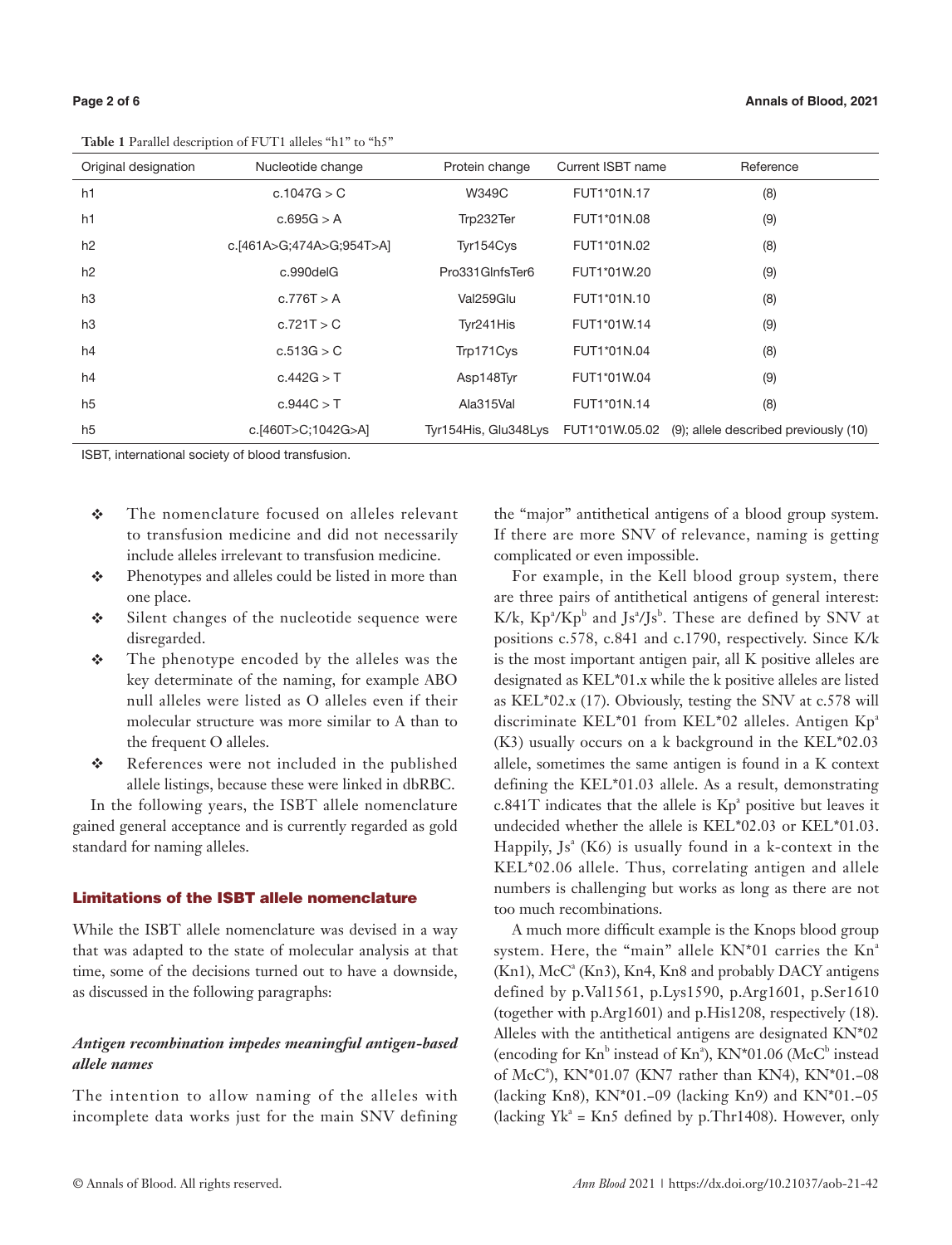**Table 1** Parallel description of FUT1 alleles "h1" to "h5"

| Original designation | Nucleotide change | Protein change | Current ISBT name | Reference |
|---|---|---|---|---|
| h1 | c.1047G > C | W349C | FUT1*01N.17 | (8) |
| h1 | c.695G > A | Trp232Ter | FUT1*01N.08 | (9) |
| h2 | c.[461A>G;474A>G;954T>A] | Tyr154Cys | FUT1*01N.02 | (8) |
| h2 | c.990delG | Pro331GlnfsTer6 | FUT1*01W.20 | (9) |
| h3 | c.776T > A | Val259Glu | FUT1*01N.10 | (8) |
| h3 | c.721T > C | Tyr241His | FUT1*01W.14 | (9) |
| h4 | c.513G > C | Trp171Cys | FUT1*01N.04 | (8) |
| h4 | c.442G > T | Asp148Tyr | FUT1*01W.04 | (9) |
| h5 | c.944C > T | Ala315Val | FUT1*01N.14 | (8) |
| h5 | c.[460T>C;1042G>A] | Tyr154His, Glu348Lys | FUT1*01W.05.02 | (9); allele described previously (10) |

ISBT, international society of blood transfusion.

- The nomenclature focused on alleles relevant to transfusion medicine and did not necessarily include alleles irrelevant to transfusion medicine.
- Phenotypes and alleles could be listed in more than one place.
- Silent changes of the nucleotide sequence were disregarded.
- The phenotype encoded by the alleles was the key determinate of the naming, for example ABO null alleles were listed as O alleles even if their molecular structure was more similar to A than to the frequent O alleles.
- References were not included in the published allele listings, because these were linked in dbRBC.

In the following years, the ISBT allele nomenclature gained general acceptance and is currently regarded as gold standard for naming alleles.

## Limitations of the ISBT allele nomenclature

While the ISBT allele nomenclature was devised in a way that was adapted to the state of molecular analysis at that time, some of the decisions turned out to have a downside, as discussed in the following paragraphs:

### *Antigen recombination impedes meaningful antigen-based allele names*

The intention to allow naming of the alleles with incomplete data works just for the main SNV defining the "major" antithetical antigens of a blood group system. If there are more SNV of relevance, naming is getting complicated or even impossible.

For example, in the Kell blood group system, there are three pairs of antithetical antigens of general interest: K/k, Kp[a]/Kp[b] and Js[a]/Js[b]. These are defined by SNV at positions c.578, c.841 and c.1790, respectively. Since K/k is the most important antigen pair, all K positive alleles are designated as KEL*01.x while the k positive alleles are listed as KEL*02.x (17). Obviously, testing the SNV at c.578 will discriminate KEL*01 from KEL*02 alleles. Antigen Kp[a] (K3) usually occurs on a k background in the KEL*02.03 allele, sometimes the same antigen is found in a K context defining the KEL*01.03 allele. As a result, demonstrating c.841T indicates that the allele is Kp[a] positive but leaves it undecided whether the allele is KEL*02.03 or KEL*01.03. Happily, Js[a] (K6) is usually found in a k-context in the KEL*02.06 allele. Thus, correlating antigen and allele numbers is challenging but works as long as there are not too much recombinations.

A much more difficult example is the Knops blood group system. Here, the "main" allele KN*01 carries the Kn[a] (Kn1), McC[a] (Kn3), Kn4, Kn8 and probably DACY antigens defined by p.Val1561, p.Lys1590, p.Arg1601, p.Ser1610 (together with p.Arg1601) and p.His1208, respectively (18). Alleles with the antithetical antigens are designated KN*02 (encoding for Kn[b] instead of Kn[a]), KN*01.06 (McC[b] instead of McC[a]), KN*01.07 (KN7 rather than KN4), KN*01.–08 (lacking Kn8), KN*01.–09 (lacking Kn9) and KN*01.–05 (lacking Yk[a] = Kn5 defined by p.Thr1408). However, only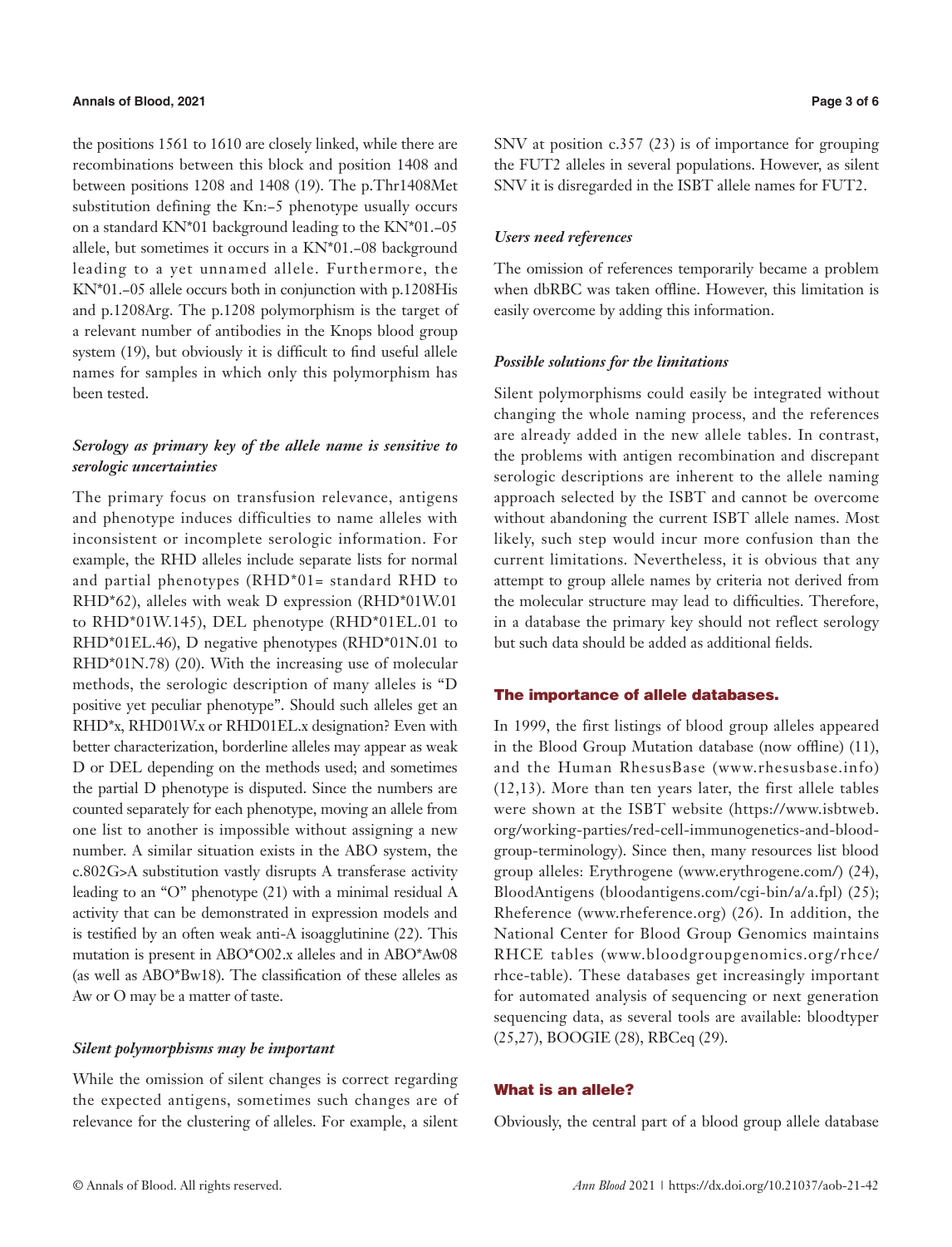the positions 1561 to 1610 are closely linked, while there are recombinations between this block and position 1408 and between positions 1208 and 1408 (19). The p.Thr1408Met substitution defining the Kn:−5 phenotype usually occurs on a standard KN*01 background leading to the KN*01.−05 allele, but sometimes it occurs in a KN*01.−08 background leading to a yet unnamed allele. Furthermore, the KN*01.−05 allele occurs both in conjunction with p.1208His and p.1208Arg. The p.1208 polymorphism is the target of a relevant number of antibodies in the Knops blood group system (19), but obviously it is difficult to find useful allele names for samples in which only this polymorphism has been tested.

### *Serology as primary key of the allele name is sensitive to serologic uncertainties*

The primary focus on transfusion relevance, antigens and phenotype induces difficulties to name alleles with inconsistent or incomplete serologic information. For example, the RHD alleles include separate lists for normal and partial phenotypes (RHD*01= standard RHD to RHD*62), alleles with weak D expression (RHD*01W.01 to RHD*01W.145), DEL phenotype (RHD*01EL.01 to RHD*01EL.46), D negative phenotypes (RHD*01N.01 to RHD*01N.78) (20). With the increasing use of molecular methods, the serologic description of many alleles is "D positive yet peculiar phenotype". Should such alleles get an RHD*x, RHD01W.x or RHD01EL.x designation? Even with better characterization, borderline alleles may appear as weak D or DEL depending on the methods used; and sometimes the partial D phenotype is disputed. Since the numbers are counted separately for each phenotype, moving an allele from one list to another is impossible without assigning a new number. A similar situation exists in the ABO system, the c.802G>A substitution vastly disrupts A transferase activity leading to an "O" phenotype (21) with a minimal residual A activity that can be demonstrated in expression models and is testified by an often weak anti-A isoagglutinine (22). This mutation is present in ABO*O02.x alleles and in ABO*Aw08 (as well as ABO*Bw18). The classification of these alleles as Aw or O may be a matter of taste.

### *Silent polymorphisms may be important*

While the omission of silent changes is correct regarding the expected antigens, sometimes such changes are of relevance for the clustering of alleles. For example, a silent SNV at position c.357 (23) is of importance for grouping the FUT2 alleles in several populations. However, as silent SNV it is disregarded in the ISBT allele names for FUT2.

### *Users need references*

The omission of references temporarily became a problem when dbRBC was taken offline. However, this limitation is easily overcome by adding this information.

### *Possible solutions for the limitations*

Silent polymorphisms could easily be integrated without changing the whole naming process, and the references are already added in the new allele tables. In contrast, the problems with antigen recombination and discrepant serologic descriptions are inherent to the allele naming approach selected by the ISBT and cannot be overcome without abandoning the current ISBT allele names. Most likely, such step would incur more confusion than the current limitations. Nevertheless, it is obvious that any attempt to group allele names by criteria not derived from the molecular structure may lead to difficulties. Therefore, in a database the primary key should not reflect serology but such data should be added as additional fields.

## The importance of allele databases.

In 1999, the first listings of blood group alleles appeared in the Blood Group Mutation database (now offline) (11), and the Human RhesusBase (www.rhesusbase.info) (12,13). More than ten years later, the first allele tables were shown at the ISBT website (https://www.isbtweb.org/working-parties/red-cell-immunogenetics-and-blood-group-terminology). Since then, many resources list blood group alleles: Erythrogene (www.erythrogene.com/) (24), BloodAntigens (bloodantigens.com/cgi-bin/a/a.fpl) (25); Rheference (www.rheference.org) (26). In addition, the National Center for Blood Group Genomics maintains RHCE tables (www.bloodgroupgenomics.org/rhce/rhce-table). These databases get increasingly important for automated analysis of sequencing or next generation sequencing data, as several tools are available: bloodtyper (25,27), BOOGIE (28), RBCeq (29).

## What is an allele?

Obviously, the central part of a blood group allele database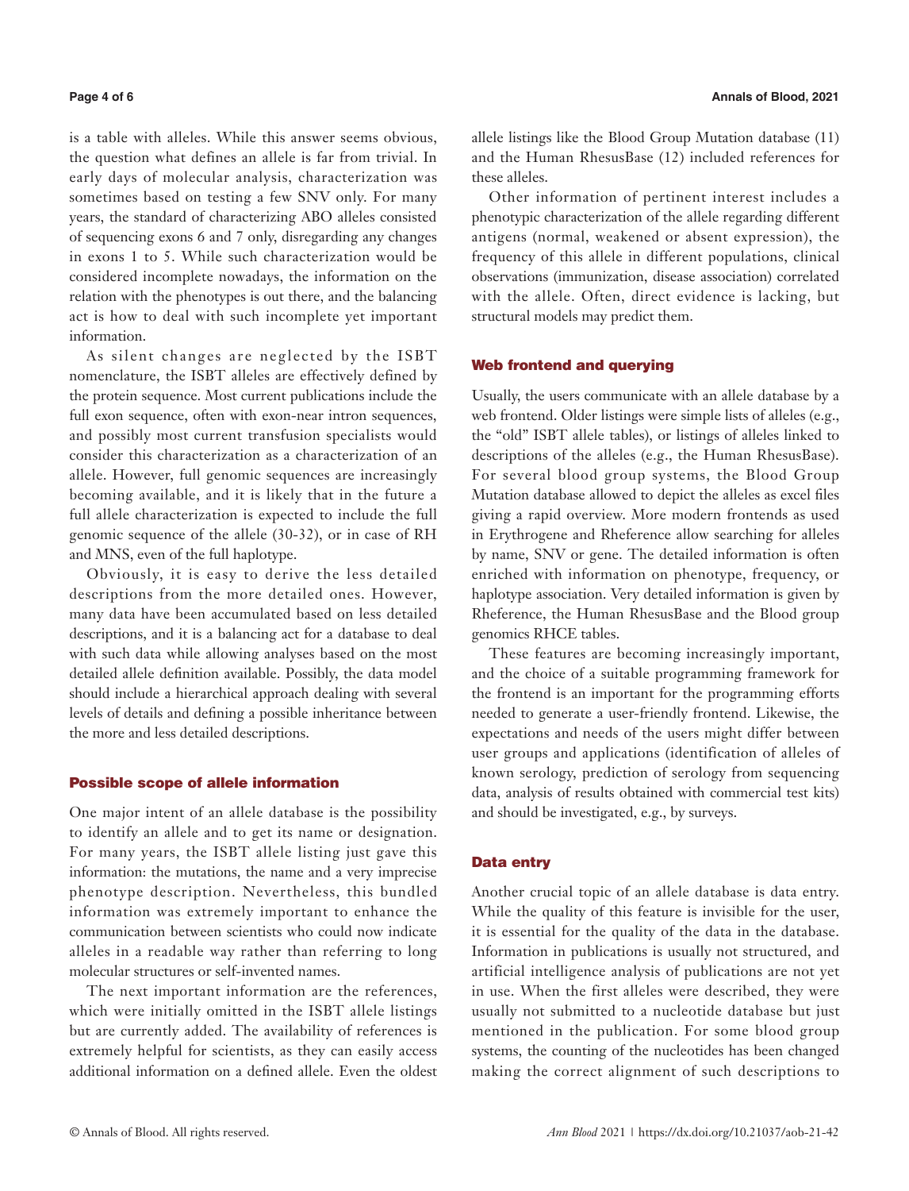is a table with alleles. While this answer seems obvious, the question what defines an allele is far from trivial. In early days of molecular analysis, characterization was sometimes based on testing a few SNV only. For many years, the standard of characterizing ABO alleles consisted of sequencing exons 6 and 7 only, disregarding any changes in exons 1 to 5. While such characterization would be considered incomplete nowadays, the information on the relation with the phenotypes is out there, and the balancing act is how to deal with such incomplete yet important information.

As silent changes are neglected by the ISBT nomenclature, the ISBT alleles are effectively defined by the protein sequence. Most current publications include the full exon sequence, often with exon-near intron sequences, and possibly most current transfusion specialists would consider this characterization as a characterization of an allele. However, full genomic sequences are increasingly becoming available, and it is likely that in the future a full allele characterization is expected to include the full genomic sequence of the allele (30-32), or in case of RH and MNS, even of the full haplotype.

Obviously, it is easy to derive the less detailed descriptions from the more detailed ones. However, many data have been accumulated based on less detailed descriptions, and it is a balancing act for a database to deal with such data while allowing analyses based on the most detailed allele definition available. Possibly, the data model should include a hierarchical approach dealing with several levels of details and defining a possible inheritance between the more and less detailed descriptions.

## Possible scope of allele information

One major intent of an allele database is the possibility to identify an allele and to get its name or designation. For many years, the ISBT allele listing just gave this information: the mutations, the name and a very imprecise phenotype description. Nevertheless, this bundled information was extremely important to enhance the communication between scientists who could now indicate alleles in a readable way rather than referring to long molecular structures or self-invented names.

The next important information are the references, which were initially omitted in the ISBT allele listings but are currently added. The availability of references is extremely helpful for scientists, as they can easily access additional information on a defined allele. Even the oldest allele listings like the Blood Group Mutation database (11) and the Human RhesusBase (12) included references for these alleles.

Other information of pertinent interest includes a phenotypic characterization of the allele regarding different antigens (normal, weakened or absent expression), the frequency of this allele in different populations, clinical observations (immunization, disease association) correlated with the allele. Often, direct evidence is lacking, but structural models may predict them.

## Web frontend and querying

Usually, the users communicate with an allele database by a web frontend. Older listings were simple lists of alleles (e.g., the "old" ISBT allele tables), or listings of alleles linked to descriptions of the alleles (e.g., the Human RhesusBase). For several blood group systems, the Blood Group Mutation database allowed to depict the alleles as excel files giving a rapid overview. More modern frontends as used in Erythrogene and Rheference allow searching for alleles by name, SNV or gene. The detailed information is often enriched with information on phenotype, frequency, or haplotype association. Very detailed information is given by Rheference, the Human RhesusBase and the Blood group genomics RHCE tables.

These features are becoming increasingly important, and the choice of a suitable programming framework for the frontend is an important for the programming efforts needed to generate a user-friendly frontend. Likewise, the expectations and needs of the users might differ between user groups and applications (identification of alleles of known serology, prediction of serology from sequencing data, analysis of results obtained with commercial test kits) and should be investigated, e.g., by surveys.

## Data entry

Another crucial topic of an allele database is data entry. While the quality of this feature is invisible for the user, it is essential for the quality of the data in the database. Information in publications is usually not structured, and artificial intelligence analysis of publications are not yet in use. When the first alleles were described, they were usually not submitted to a nucleotide database but just mentioned in the publication. For some blood group systems, the counting of the nucleotides has been changed making the correct alignment of such descriptions to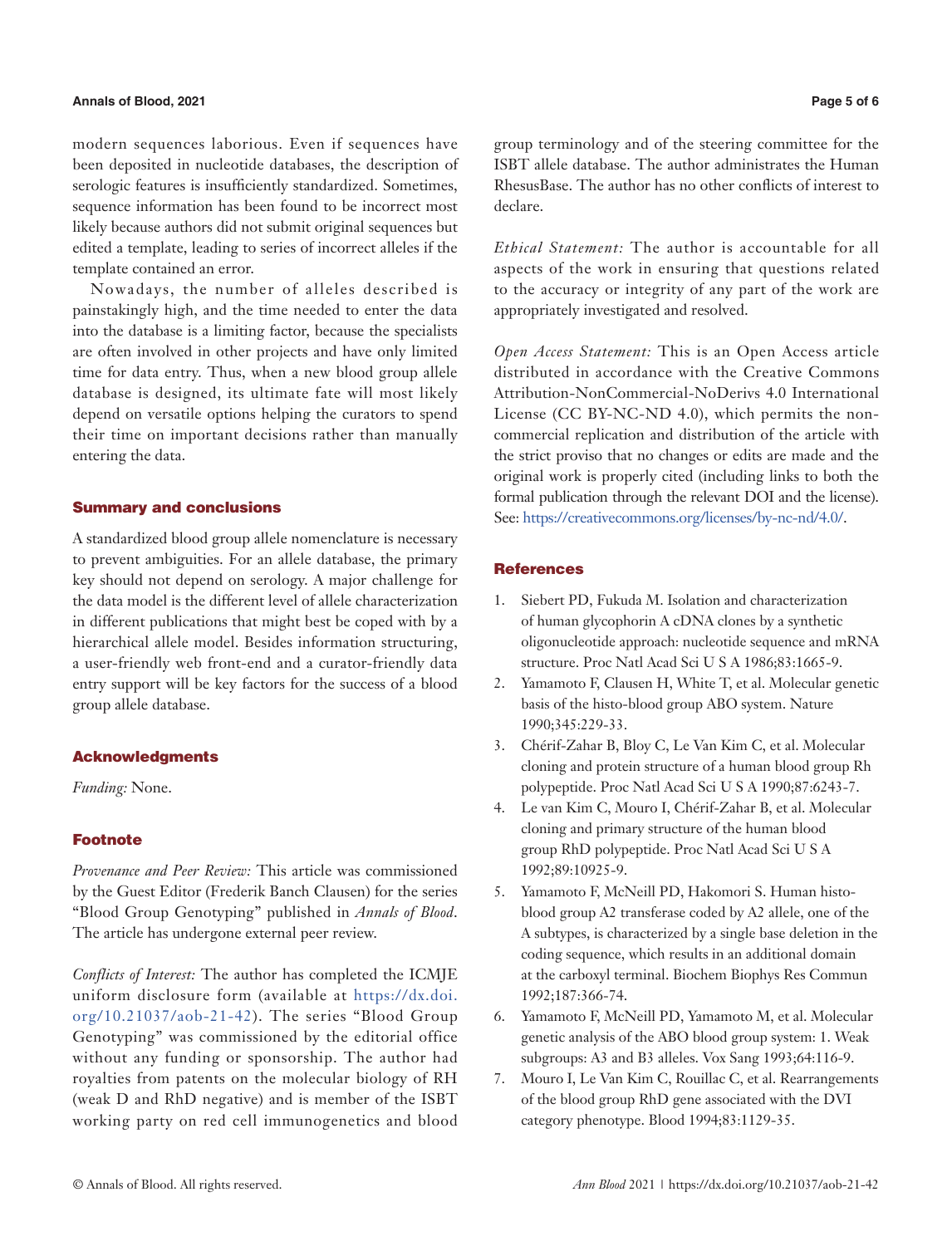modern sequences laborious. Even if sequences have been deposited in nucleotide databases, the description of serologic features is insufficiently standardized. Sometimes, sequence information has been found to be incorrect most likely because authors did not submit original sequences but edited a template, leading to series of incorrect alleles if the template contained an error.

Nowadays, the number of alleles described is painstakingly high, and the time needed to enter the data into the database is a limiting factor, because the specialists are often involved in other projects and have only limited time for data entry. Thus, when a new blood group allele database is designed, its ultimate fate will most likely depend on versatile options helping the curators to spend their time on important decisions rather than manually entering the data.

## Summary and conclusions

A standardized blood group allele nomenclature is necessary to prevent ambiguities. For an allele database, the primary key should not depend on serology. A major challenge for the data model is the different level of allele characterization in different publications that might best be coped with by a hierarchical allele model. Besides information structuring, a user-friendly web front-end and a curator-friendly data entry support will be key factors for the success of a blood group allele database.

## Acknowledgments

*Funding:* None.

## Footnote

*Provenance and Peer Review:* This article was commissioned by the Guest Editor (Frederik Banch Clausen) for the series "Blood Group Genotyping" published in *Annals of Blood*. The article has undergone external peer review.

*Conflicts of Interest:* The author has completed the ICMJE uniform disclosure form (available at https://dx.doi.org/10.21037/aob-21-42). The series "Blood Group Genotyping" was commissioned by the editorial office without any funding or sponsorship. The author had royalties from patents on the molecular biology of RH (weak D and RhD negative) and is member of the ISBT working party on red cell immunogenetics and blood group terminology and of the steering committee for the ISBT allele database. The author administrates the Human RhesusBase. The author has no other conflicts of interest to declare.

*Ethical Statement:* The author is accountable for all aspects of the work in ensuring that questions related to the accuracy or integrity of any part of the work are appropriately investigated and resolved.

*Open Access Statement:* This is an Open Access article distributed in accordance with the Creative Commons Attribution-NonCommercial-NoDerivs 4.0 International License (CC BY-NC-ND 4.0), which permits the non-commercial replication and distribution of the article with the strict proviso that no changes or edits are made and the original work is properly cited (including links to both the formal publication through the relevant DOI and the license). See: https://creativecommons.org/licenses/by-nc-nd/4.0/.

## References

1. Siebert PD, Fukuda M. Isolation and characterization of human glycophorin A cDNA clones by a synthetic oligonucleotide approach: nucleotide sequence and mRNA structure. Proc Natl Acad Sci U S A 1986;83:1665-9.
2. Yamamoto F, Clausen H, White T, et al. Molecular genetic basis of the histo-blood group ABO system. Nature 1990;345:229-33.
3. Chérif-Zahar B, Bloy C, Le Van Kim C, et al. Molecular cloning and protein structure of a human blood group Rh polypeptide. Proc Natl Acad Sci U S A 1990;87:6243-7.
4. Le van Kim C, Mouro I, Chérif-Zahar B, et al. Molecular cloning and primary structure of the human blood group RhD polypeptide. Proc Natl Acad Sci U S A 1992;89:10925-9.
5. Yamamoto F, McNeill PD, Hakomori S. Human histo-blood group A2 transferase coded by A2 allele, one of the A subtypes, is characterized by a single base deletion in the coding sequence, which results in an additional domain at the carboxyl terminal. Biochem Biophys Res Commun 1992;187:366-74.
6. Yamamoto F, McNeill PD, Yamamoto M, et al. Molecular genetic analysis of the ABO blood group system: 1. Weak subgroups: A3 and B3 alleles. Vox Sang 1993;64:116-9.
7. Mouro I, Le Van Kim C, Rouillac C, et al. Rearrangements of the blood group RhD gene associated with the DVI category phenotype. Blood 1994;83:1129-35.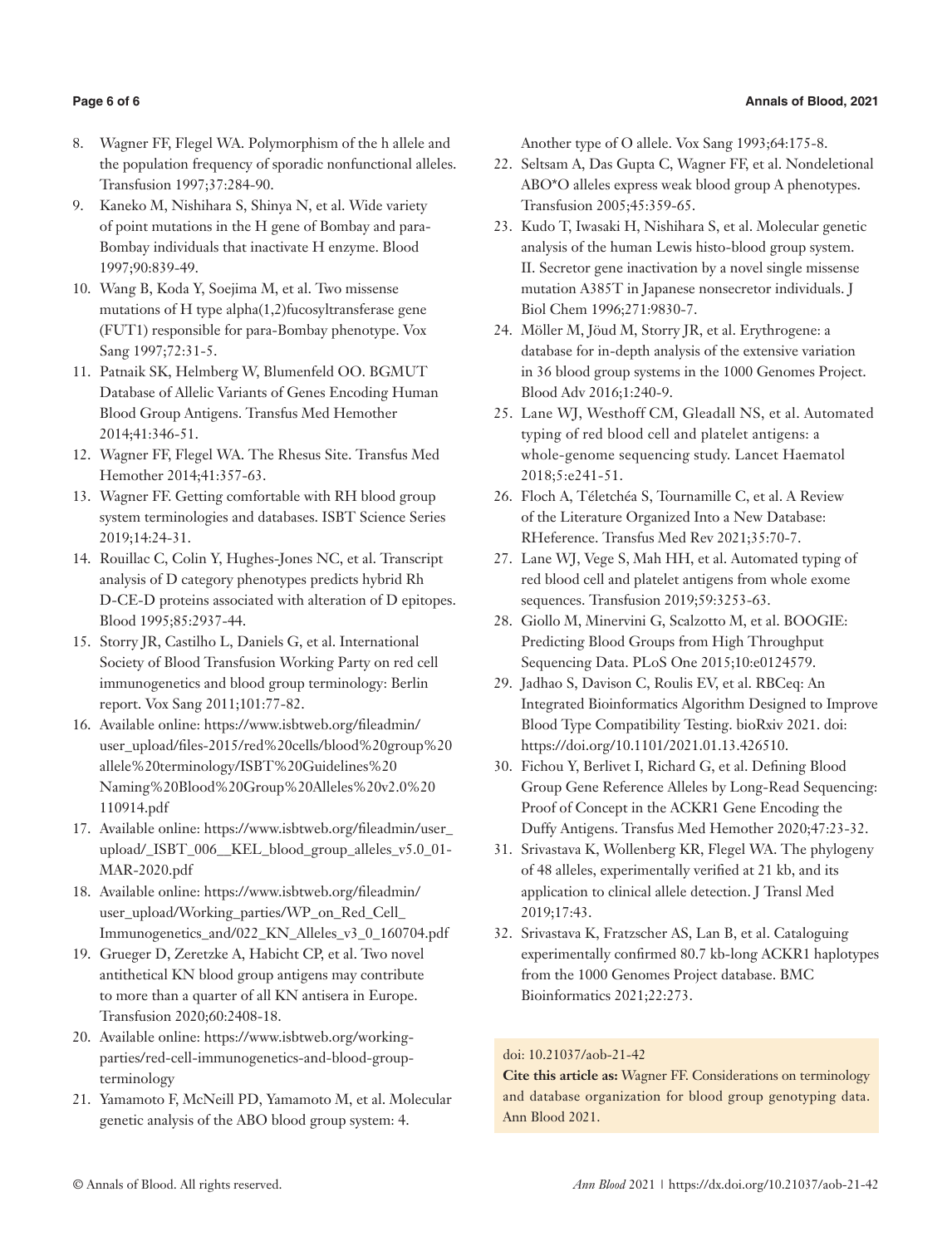8. Wagner FF, Flegel WA. Polymorphism of the h allele and the population frequency of sporadic nonfunctional alleles. Transfusion 1997;37:284-90.
9. Kaneko M, Nishihara S, Shinya N, et al. Wide variety of point mutations in the H gene of Bombay and para-Bombay individuals that inactivate H enzyme. Blood 1997;90:839-49.
10. Wang B, Koda Y, Soejima M, et al. Two missense mutations of H type alpha(1,2)fucosyltransferase gene (FUT1) responsible for para-Bombay phenotype. Vox Sang 1997;72:31-5.
11. Patnaik SK, Helmberg W, Blumenfeld OO. BGMUT Database of Allelic Variants of Genes Encoding Human Blood Group Antigens. Transfus Med Hemother 2014;41:346-51.
12. Wagner FF, Flegel WA. The Rhesus Site. Transfus Med Hemother 2014;41:357-63.
13. Wagner FF. Getting comfortable with RH blood group system terminologies and databases. ISBT Science Series 2019;14:24-31.
14. Rouillac C, Colin Y, Hughes-Jones NC, et al. Transcript analysis of D category phenotypes predicts hybrid Rh D-CE-D proteins associated with alteration of D epitopes. Blood 1995;85:2937-44.
15. Storry JR, Castilho L, Daniels G, et al. International Society of Blood Transfusion Working Party on red cell immunogenetics and blood group terminology: Berlin report. Vox Sang 2011;101:77-82.
16. Available online: https://www.isbtweb.org/fileadmin/user_upload/files-2015/red%20cells/blood%20group%20allele%20terminology/ISBT%20Guidelines%20Naming%20Blood%20Group%20Alleles%20v2.0%20110914.pdf
17. Available online: https://www.isbtweb.org/fileadmin/user_upload/_ISBT_006__KEL_blood_group_alleles_v5.0_01-MAR-2020.pdf
18. Available online: https://www.isbtweb.org/fileadmin/user_upload/Working_parties/WP_on_Red_Cell_Immunogenetics_and/022_KN_Alleles_v3_0_160704.pdf
19. Grueger D, Zeretzke A, Habicht CP, et al. Two novel antithetical KN blood group antigens may contribute to more than a quarter of all KN antisera in Europe. Transfusion 2020;60:2408-18.
20. Available online: https://www.isbtweb.org/working-parties/red-cell-immunogenetics-and-blood-group-terminology
21. Yamamoto F, McNeill PD, Yamamoto M, et al. Molecular genetic analysis of the ABO blood group system: 4. Another type of O allele. Vox Sang 1993;64:175-8.
22. Seltsam A, Das Gupta C, Wagner FF, et al. Nondeletional ABO*O alleles express weak blood group A phenotypes. Transfusion 2005;45:359-65.
23. Kudo T, Iwasaki H, Nishihara S, et al. Molecular genetic analysis of the human Lewis histo-blood group system. II. Secretor gene inactivation by a novel single missense mutation A385T in Japanese nonsecretor individuals. J Biol Chem 1996;271:9830-7.
24. Möller M, Jöud M, Storry JR, et al. Erythrogene: a database for in-depth analysis of the extensive variation in 36 blood group systems in the 1000 Genomes Project. Blood Adv 2016;1:240-9.
25. Lane WJ, Westhoff CM, Gleadall NS, et al. Automated typing of red blood cell and platelet antigens: a whole-genome sequencing study. Lancet Haematol 2018;5:e241-51.
26. Floch A, Téletchéa S, Tournamille C, et al. A Review of the Literature Organized Into a New Database: RHeference. Transfus Med Rev 2021;35:70-7.
27. Lane WJ, Vege S, Mah HH, et al. Automated typing of red blood cell and platelet antigens from whole exome sequences. Transfusion 2019;59:3253-63.
28. Giollo M, Minervini G, Scalzotto M, et al. BOOGIE: Predicting Blood Groups from High Throughput Sequencing Data. PLoS One 2015;10:e0124579.
29. Jadhao S, Davison C, Roulis EV, et al. RBCeq: An Integrated Bioinformatics Algorithm Designed to Improve Blood Type Compatibility Testing. bioRxiv 2021. doi: https://doi.org/10.1101/2021.01.13.426510.
30. Fichou Y, Berlivet I, Richard G, et al. Defining Blood Group Gene Reference Alleles by Long-Read Sequencing: Proof of Concept in the ACKR1 Gene Encoding the Duffy Antigens. Transfus Med Hemother 2020;47:23-32.
31. Srivastava K, Wollenberg KR, Flegel WA. The phylogeny of 48 alleles, experimentally verified at 21 kb, and its application to clinical allele detection. J Transl Med 2019;17:43.
32. Srivastava K, Fratzscher AS, Lan B, et al. Cataloguing experimentally confirmed 80.7 kb-long ACKR1 haplotypes from the 1000 Genomes Project database. BMC Bioinformatics 2021;22:273.

doi: 10.21037/aob-21-42

**Cite this article as:** Wagner FF. Considerations on terminology and database organization for blood group genotyping data. Ann Blood 2021.